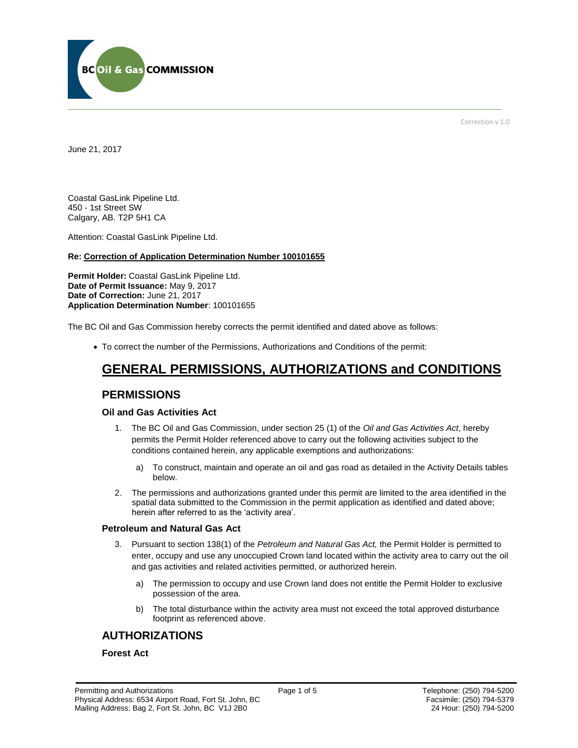Correction v 1.0

June 21, 2017

Coastal GasLink Pipeline Ltd.
450 - 1st Street SW
Calgary, AB. T2P 5H1 CA

Attention: Coastal GasLink Pipeline Ltd.

**Re: Correction of Application Determination Number 100101655**

**Permit Holder:** Coastal GasLink Pipeline Ltd.
**Date of Permit Issuance:** May 9, 2017
**Date of Correction:** June 21, 2017
**Application Determination Number**: 100101655

The BC Oil and Gas Commission hereby corrects the permit identified and dated above as follows:

- To correct the number of the Permissions, Authorizations and Conditions of the permit:

# GENERAL PERMISSIONS, AUTHORIZATIONS and CONDITIONS

## PERMISSIONS

### Oil and Gas Activities Act

1. The BC Oil and Gas Commission, under section 25 (1) of the *Oil and Gas Activities Act*, hereby permits the Permit Holder referenced above to carry out the following activities subject to the conditions contained herein, any applicable exemptions and authorizations:

   a) To construct, maintain and operate an oil and gas road as detailed in the Activity Details tables below.

2. The permissions and authorizations granted under this permit are limited to the area identified in the spatial data submitted to the Commission in the permit application as identified and dated above; herein after referred to as the 'activity area'.

### Petroleum and Natural Gas Act

3. Pursuant to section 138(1) of the *Petroleum and Natural Gas Act,* the Permit Holder is permitted to enter, occupy and use any unoccupied Crown land located within the activity area to carry out the oil and gas activities and related activities permitted, or authorized herein.

   a) The permission to occupy and use Crown land does not entitle the Permit Holder to exclusive possession of the area.

   b) The total disturbance within the activity area must not exceed the total approved disturbance footprint as referenced above.

## AUTHORIZATIONS

### Forest Act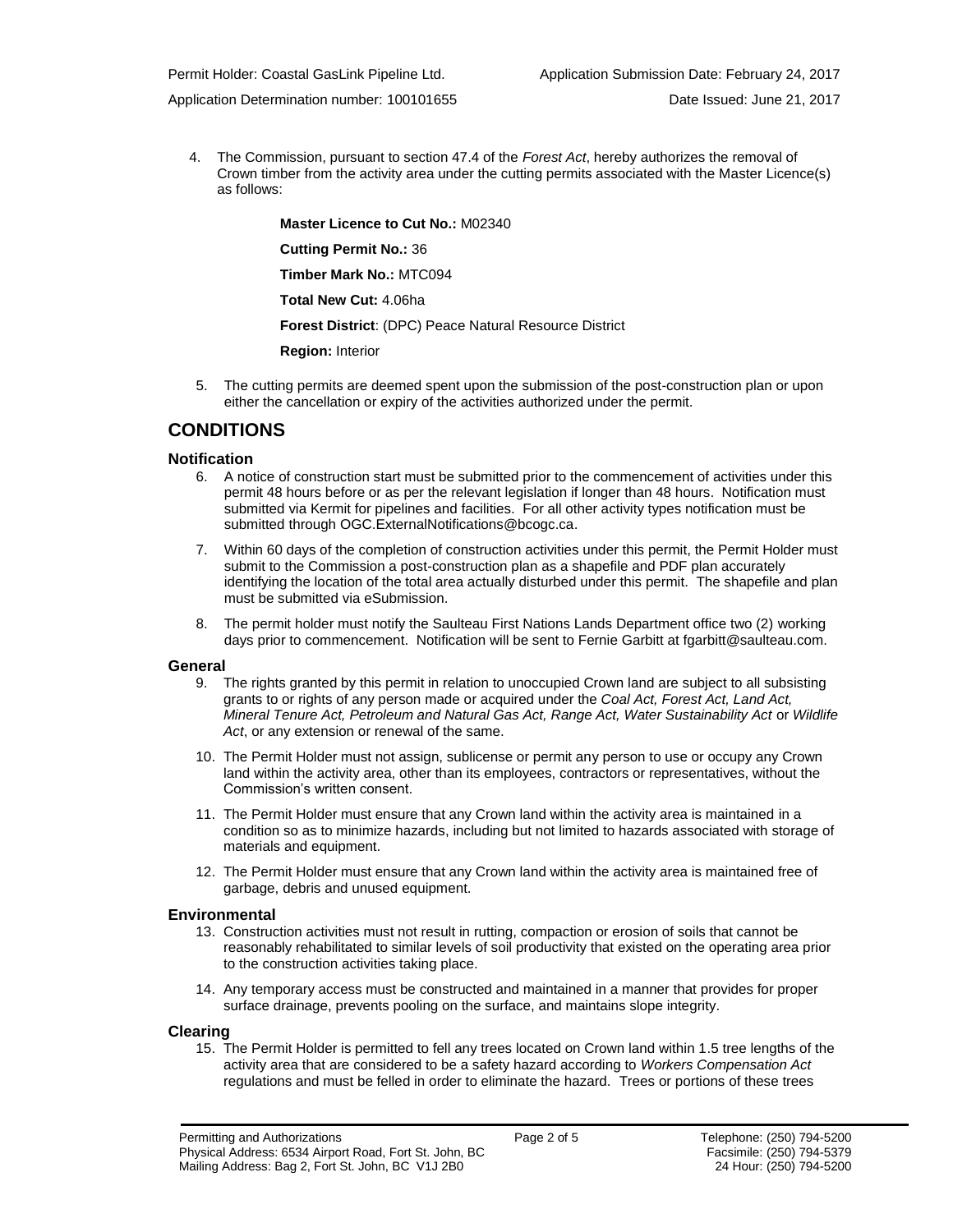4. The Commission, pursuant to section 47.4 of the *Forest Act*, hereby authorizes the removal of Crown timber from the activity area under the cutting permits associated with the Master Licence(s) as follows:

   **Master Licence to Cut No.:** M02340

   **Cutting Permit No.:** 36

   **Timber Mark No.:** MTC094

   **Total New Cut:** 4.06ha

   **Forest District**: (DPC) Peace Natural Resource District

   **Region:** Interior

5. The cutting permits are deemed spent upon the submission of the post-construction plan or upon either the cancellation or expiry of the activities authorized under the permit.

## CONDITIONS

### Notification

6. A notice of construction start must be submitted prior to the commencement of activities under this permit 48 hours before or as per the relevant legislation if longer than 48 hours. Notification must submitted via Kermit for pipelines and facilities. For all other activity types notification must be submitted through OGC.ExternalNotifications@bcogc.ca.

7. Within 60 days of the completion of construction activities under this permit, the Permit Holder must submit to the Commission a post-construction plan as a shapefile and PDF plan accurately identifying the location of the total area actually disturbed under this permit. The shapefile and plan must be submitted via eSubmission.

8. The permit holder must notify the Saulteau First Nations Lands Department office two (2) working days prior to commencement. Notification will be sent to Fernie Garbitt at fgarbitt@saulteau.com.

### General

9. The rights granted by this permit in relation to unoccupied Crown land are subject to all subsisting grants to or rights of any person made or acquired under the *Coal Act, Forest Act, Land Act, Mineral Tenure Act, Petroleum and Natural Gas Act, Range Act, Water Sustainability Act* or *Wildlife Act*, or any extension or renewal of the same.

10. The Permit Holder must not assign, sublicense or permit any person to use or occupy any Crown land within the activity area, other than its employees, contractors or representatives, without the Commission's written consent.

11. The Permit Holder must ensure that any Crown land within the activity area is maintained in a condition so as to minimize hazards, including but not limited to hazards associated with storage of materials and equipment.

12. The Permit Holder must ensure that any Crown land within the activity area is maintained free of garbage, debris and unused equipment.

### Environmental

13. Construction activities must not result in rutting, compaction or erosion of soils that cannot be reasonably rehabilitated to similar levels of soil productivity that existed on the operating area prior to the construction activities taking place.

14. Any temporary access must be constructed and maintained in a manner that provides for proper surface drainage, prevents pooling on the surface, and maintains slope integrity.

### Clearing

15. The Permit Holder is permitted to fell any trees located on Crown land within 1.5 tree lengths of the activity area that are considered to be a safety hazard according to *Workers Compensation Act* regulations and must be felled in order to eliminate the hazard. Trees or portions of these trees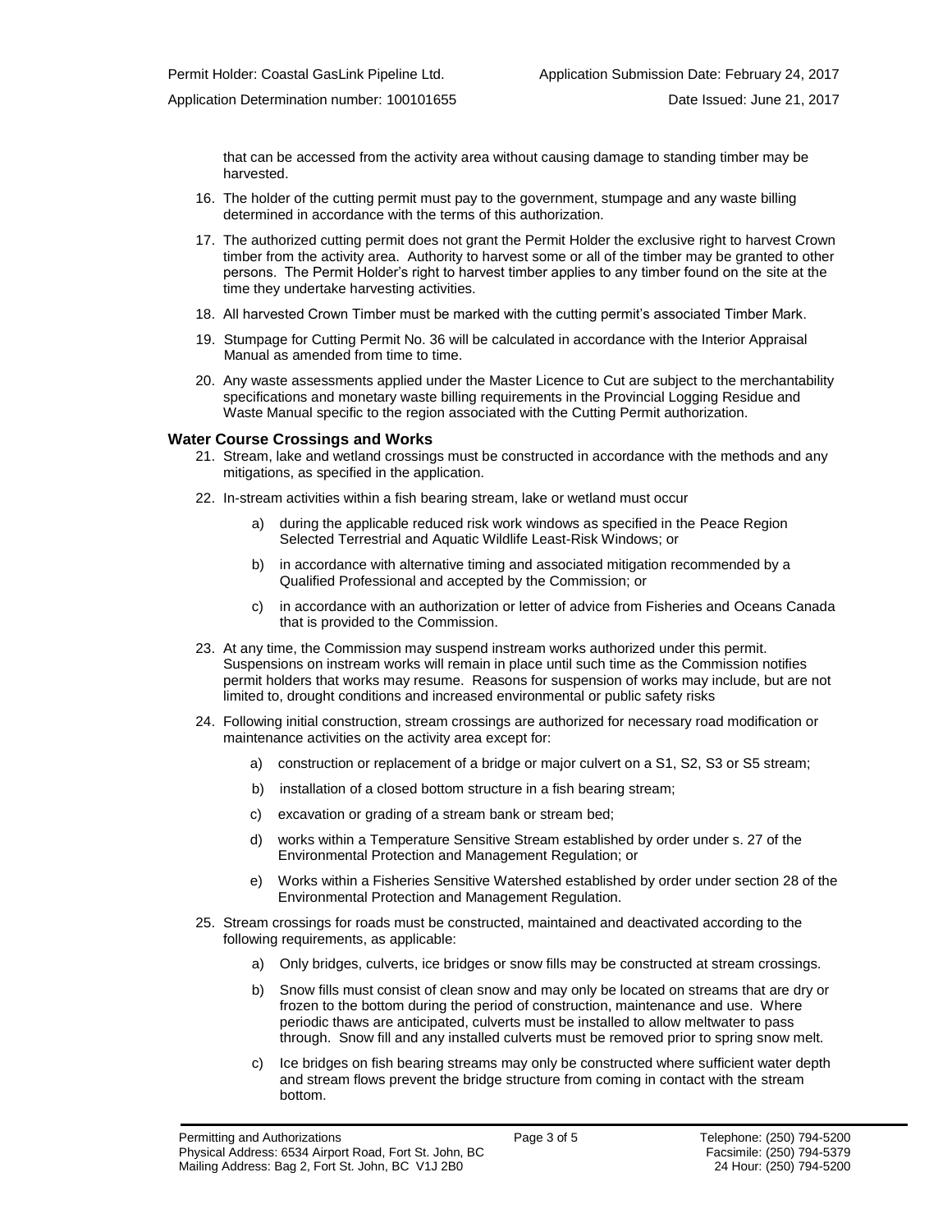that can be accessed from the activity area without causing damage to standing timber may be harvested.

16. The holder of the cutting permit must pay to the government, stumpage and any waste billing determined in accordance with the terms of this authorization.

17. The authorized cutting permit does not grant the Permit Holder the exclusive right to harvest Crown timber from the activity area. Authority to harvest some or all of the timber may be granted to other persons. The Permit Holder's right to harvest timber applies to any timber found on the site at the time they undertake harvesting activities.

18. All harvested Crown Timber must be marked with the cutting permit's associated Timber Mark.

19. Stumpage for Cutting Permit No. 36 will be calculated in accordance with the Interior Appraisal Manual as amended from time to time.

20. Any waste assessments applied under the Master Licence to Cut are subject to the merchantability specifications and monetary waste billing requirements in the Provincial Logging Residue and Waste Manual specific to the region associated with the Cutting Permit authorization.

### Water Course Crossings and Works

21. Stream, lake and wetland crossings must be constructed in accordance with the methods and any mitigations, as specified in the application.

22. In-stream activities within a fish bearing stream, lake or wetland must occur

    a) during the applicable reduced risk work windows as specified in the Peace Region Selected Terrestrial and Aquatic Wildlife Least-Risk Windows; or

    b) in accordance with alternative timing and associated mitigation recommended by a Qualified Professional and accepted by the Commission; or

    c) in accordance with an authorization or letter of advice from Fisheries and Oceans Canada that is provided to the Commission.

23. At any time, the Commission may suspend instream works authorized under this permit. Suspensions on instream works will remain in place until such time as the Commission notifies permit holders that works may resume. Reasons for suspension of works may include, but are not limited to, drought conditions and increased environmental or public safety risks

24. Following initial construction, stream crossings are authorized for necessary road modification or maintenance activities on the activity area except for:

    a) construction or replacement of a bridge or major culvert on a S1, S2, S3 or S5 stream;

    b) installation of a closed bottom structure in a fish bearing stream;

    c) excavation or grading of a stream bank or stream bed;

    d) works within a Temperature Sensitive Stream established by order under s. 27 of the Environmental Protection and Management Regulation; or

    e) Works within a Fisheries Sensitive Watershed established by order under section 28 of the Environmental Protection and Management Regulation.

25. Stream crossings for roads must be constructed, maintained and deactivated according to the following requirements, as applicable:

    a) Only bridges, culverts, ice bridges or snow fills may be constructed at stream crossings.

    b) Snow fills must consist of clean snow and may only be located on streams that are dry or frozen to the bottom during the period of construction, maintenance and use. Where periodic thaws are anticipated, culverts must be installed to allow meltwater to pass through. Snow fill and any installed culverts must be removed prior to spring snow melt.

    c) Ice bridges on fish bearing streams may only be constructed where sufficient water depth and stream flows prevent the bridge structure from coming in contact with the stream bottom.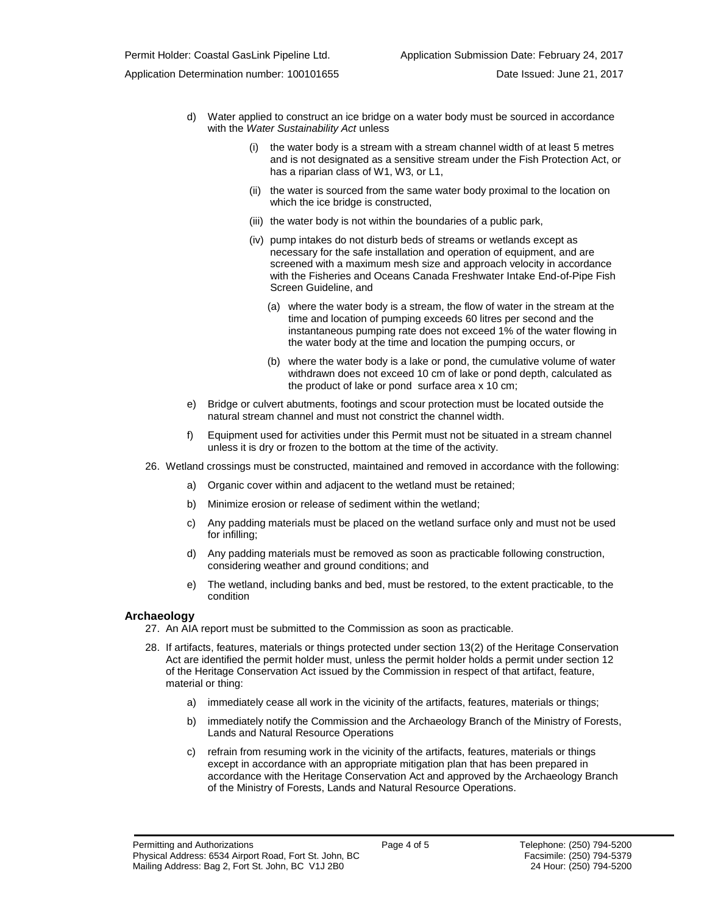d) Water applied to construct an ice bridge on a water body must be sourced in accordance with the *Water Sustainability Act* unless

   (i) the water body is a stream with a stream channel width of at least 5 metres and is not designated as a sensitive stream under the Fish Protection Act, or has a riparian class of W1, W3, or L1,

   (ii) the water is sourced from the same water body proximal to the location on which the ice bridge is constructed,

   (iii) the water body is not within the boundaries of a public park,

   (iv) pump intakes do not disturb beds of streams or wetlands except as necessary for the safe installation and operation of equipment, and are screened with a maximum mesh size and approach velocity in accordance with the Fisheries and Oceans Canada Freshwater Intake End-of-Pipe Fish Screen Guideline, and

      (a) where the water body is a stream, the flow of water in the stream at the time and location of pumping exceeds 60 litres per second and the instantaneous pumping rate does not exceed 1% of the water flowing in the water body at the time and location the pumping occurs, or

      (b) where the water body is a lake or pond, the cumulative volume of water withdrawn does not exceed 10 cm of lake or pond depth, calculated as the product of lake or pond surface area x 10 cm;

e) Bridge or culvert abutments, footings and scour protection must be located outside the natural stream channel and must not constrict the channel width.

f) Equipment used for activities under this Permit must not be situated in a stream channel unless it is dry or frozen to the bottom at the time of the activity.

26. Wetland crossings must be constructed, maintained and removed in accordance with the following:

   a) Organic cover within and adjacent to the wetland must be retained;

   b) Minimize erosion or release of sediment within the wetland;

   c) Any padding materials must be placed on the wetland surface only and must not be used for infilling;

   d) Any padding materials must be removed as soon as practicable following construction, considering weather and ground conditions; and

   e) The wetland, including banks and bed, must be restored, to the extent practicable, to the condition

## Archaeology

27. An AIA report must be submitted to the Commission as soon as practicable.

28. If artifacts, features, materials or things protected under section 13(2) of the Heritage Conservation Act are identified the permit holder must, unless the permit holder holds a permit under section 12 of the Heritage Conservation Act issued by the Commission in respect of that artifact, feature, material or thing:

   a) immediately cease all work in the vicinity of the artifacts, features, materials or things;

   b) immediately notify the Commission and the Archaeology Branch of the Ministry of Forests, Lands and Natural Resource Operations

   c) refrain from resuming work in the vicinity of the artifacts, features, materials or things except in accordance with an appropriate mitigation plan that has been prepared in accordance with the Heritage Conservation Act and approved by the Archaeology Branch of the Ministry of Forests, Lands and Natural Resource Operations.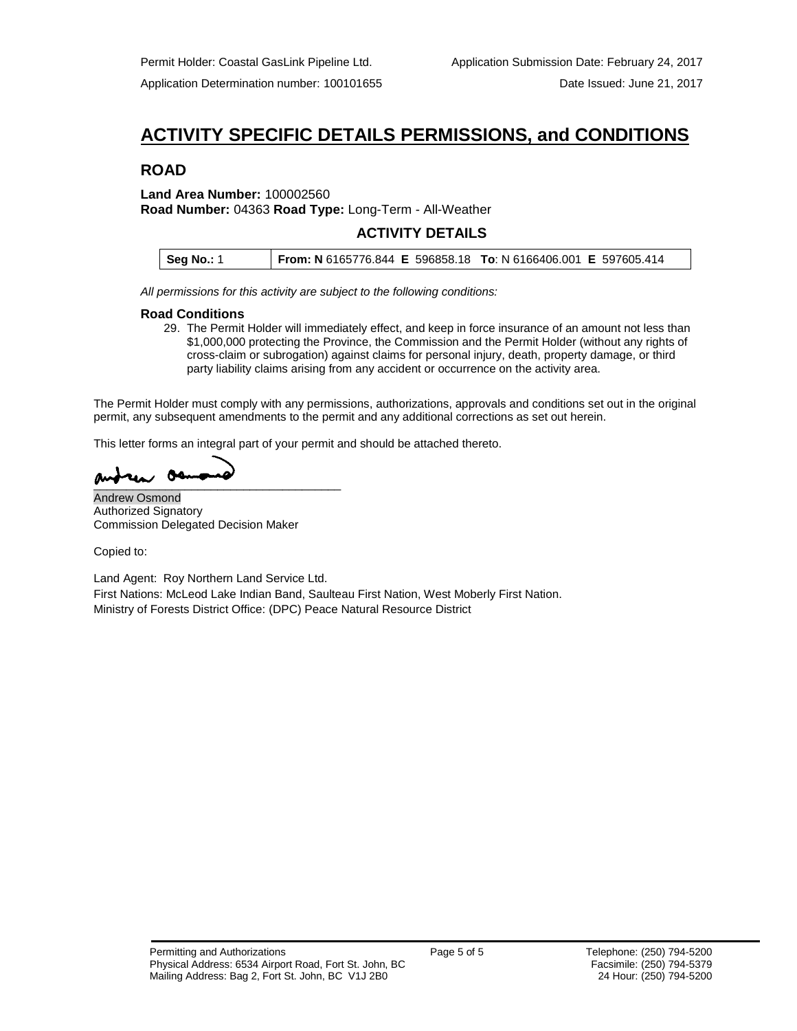Permit Holder: Coastal GasLink Pipeline Ltd. Application Submission Date: February 24, 2017

Application Determination number: 100101655 Date Issued: June 21, 2017

# ACTIVITY SPECIFIC DETAILS PERMISSIONS, and CONDITIONS

## ROAD

**Land Area Number:** 100002560
**Road Number:** 04363 **Road Type:** Long-Term - All-Weather

### ACTIVITY DETAILS

| Seg No.: 1 | From: N 6165776.844 E 596858.18 To: N 6166406.001 E 597605.414 |
|---|---|

*All permissions for this activity are subject to the following conditions:*

**Road Conditions**

29. The Permit Holder will immediately effect, and keep in force insurance of an amount not less than $1,000,000 protecting the Province, the Commission and the Permit Holder (without any rights of cross-claim or subrogation) against claims for personal injury, death, property damage, or third party liability claims arising from any accident or occurrence on the activity area.

The Permit Holder must comply with any permissions, authorizations, approvals and conditions set out in the original permit, any subsequent amendments to the permit and any additional corrections as set out herein.

This letter forms an integral part of your permit and should be attached thereto.

Andrew Osmond
Authorized Signatory
Commission Delegated Decision Maker

Copied to:

Land Agent: Roy Northern Land Service Ltd.
First Nations: McLeod Lake Indian Band, Saulteau First Nation, West Moberly First Nation.
Ministry of Forests District Office: (DPC) Peace Natural Resource District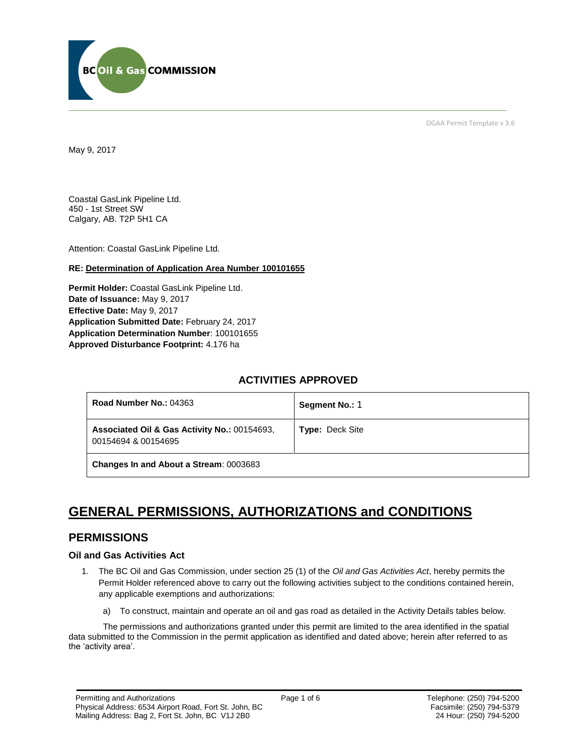OGAA Permit Template v 3.6

May 9, 2017

Coastal GasLink Pipeline Ltd.  
450 - 1st Street SW  
Calgary, AB. T2P 5H1 CA

Attention: Coastal GasLink Pipeline Ltd.

**RE: Determination of Application Area Number 100101655**

**Permit Holder:** Coastal GasLink Pipeline Ltd.  
**Date of Issuance:** May 9, 2017  
**Effective Date:** May 9, 2017  
**Application Submitted Date:** February 24, 2017  
**Application Determination Number**: 100101655  
**Approved Disturbance Footprint:** 4.176 ha

## ACTIVITIES APPROVED

| **Road Number No.:** 04363 | **Segment No.:** 1 |
|---|---|
| **Associated Oil & Gas Activity No.:** 00154693, 00154694 & 00154695 | **Type:** Deck Site |
| **Changes In and About a Stream**: 0003683 | |

# GENERAL PERMISSIONS, AUTHORIZATIONS and CONDITIONS

## PERMISSIONS

### Oil and Gas Activities Act

1. The BC Oil and Gas Commission, under section 25 (1) of the *Oil and Gas Activities Act*, hereby permits the Permit Holder referenced above to carry out the following activities subject to the conditions contained herein, any applicable exemptions and authorizations:

   a) To construct, maintain and operate an oil and gas road as detailed in the Activity Details tables below.

The permissions and authorizations granted under this permit are limited to the area identified in the spatial data submitted to the Commission in the permit application as identified and dated above; herein after referred to as the 'activity area'.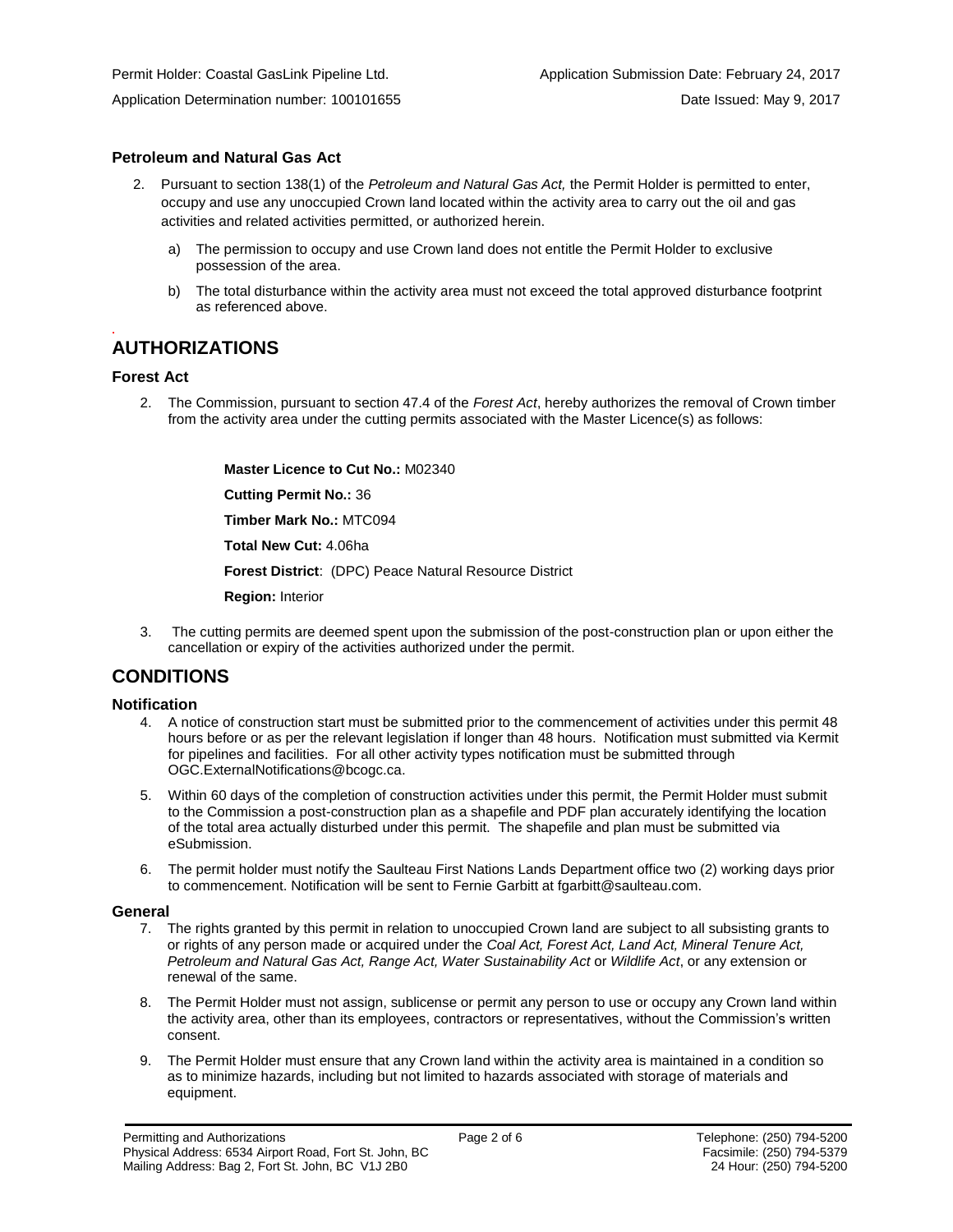Permit Holder: Coastal GasLink Pipeline Ltd. Application Submission Date: February 24, 2017

Application Determination number: 100101655 Date Issued: May 9, 2017

### Petroleum and Natural Gas Act

2. Pursuant to section 138(1) of the *Petroleum and Natural Gas Act,* the Permit Holder is permitted to enter, occupy and use any unoccupied Crown land located within the activity area to carry out the oil and gas activities and related activities permitted, or authorized herein.

   a) The permission to occupy and use Crown land does not entitle the Permit Holder to exclusive possession of the area.

   b) The total disturbance within the activity area must not exceed the total approved disturbance footprint as referenced above.

## AUTHORIZATIONS

### Forest Act

2. The Commission, pursuant to section 47.4 of the *Forest Act*, hereby authorizes the removal of Crown timber from the activity area under the cutting permits associated with the Master Licence(s) as follows:

   **Master Licence to Cut No.:** M02340

   **Cutting Permit No.:** 36

   **Timber Mark No.:** MTC094

   **Total New Cut:** 4.06ha

   **Forest District**: (DPC) Peace Natural Resource District

   **Region:** Interior

3. The cutting permits are deemed spent upon the submission of the post-construction plan or upon either the cancellation or expiry of the activities authorized under the permit.

## CONDITIONS

### Notification

4. A notice of construction start must be submitted prior to the commencement of activities under this permit 48 hours before or as per the relevant legislation if longer than 48 hours. Notification must submitted via Kermit for pipelines and facilities. For all other activity types notification must be submitted through OGC.ExternalNotifications@bcogc.ca.

5. Within 60 days of the completion of construction activities under this permit, the Permit Holder must submit to the Commission a post-construction plan as a shapefile and PDF plan accurately identifying the location of the total area actually disturbed under this permit. The shapefile and plan must be submitted via eSubmission.

6. The permit holder must notify the Saulteau First Nations Lands Department office two (2) working days prior to commencement. Notification will be sent to Fernie Garbitt at fgarbitt@saulteau.com.

### General

7. The rights granted by this permit in relation to unoccupied Crown land are subject to all subsisting grants to or rights of any person made or acquired under the *Coal Act, Forest Act, Land Act, Mineral Tenure Act, Petroleum and Natural Gas Act, Range Act, Water Sustainability Act* or *Wildlife Act*, or any extension or renewal of the same.

8. The Permit Holder must not assign, sublicense or permit any person to use or occupy any Crown land within the activity area, other than its employees, contractors or representatives, without the Commission's written consent.

9. The Permit Holder must ensure that any Crown land within the activity area is maintained in a condition so as to minimize hazards, including but not limited to hazards associated with storage of materials and equipment.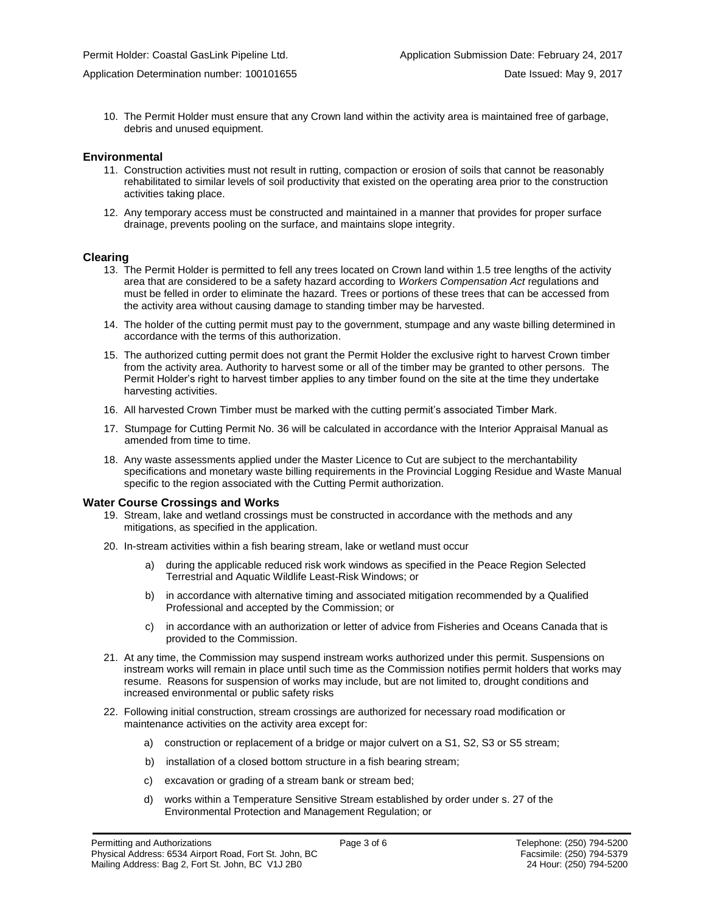10. The Permit Holder must ensure that any Crown land within the activity area is maintained free of garbage, debris and unused equipment.

## Environmental

11. Construction activities must not result in rutting, compaction or erosion of soils that cannot be reasonably rehabilitated to similar levels of soil productivity that existed on the operating area prior to the construction activities taking place.

12. Any temporary access must be constructed and maintained in a manner that provides for proper surface drainage, prevents pooling on the surface, and maintains slope integrity.

## Clearing

13. The Permit Holder is permitted to fell any trees located on Crown land within 1.5 tree lengths of the activity area that are considered to be a safety hazard according to *Workers Compensation Act* regulations and must be felled in order to eliminate the hazard. Trees or portions of these trees that can be accessed from the activity area without causing damage to standing timber may be harvested.

14. The holder of the cutting permit must pay to the government, stumpage and any waste billing determined in accordance with the terms of this authorization.

15. The authorized cutting permit does not grant the Permit Holder the exclusive right to harvest Crown timber from the activity area. Authority to harvest some or all of the timber may be granted to other persons. The Permit Holder's right to harvest timber applies to any timber found on the site at the time they undertake harvesting activities.

16. All harvested Crown Timber must be marked with the cutting permit's associated Timber Mark.

17. Stumpage for Cutting Permit No. 36 will be calculated in accordance with the Interior Appraisal Manual as amended from time to time.

18. Any waste assessments applied under the Master Licence to Cut are subject to the merchantability specifications and monetary waste billing requirements in the Provincial Logging Residue and Waste Manual specific to the region associated with the Cutting Permit authorization.

## Water Course Crossings and Works

19. Stream, lake and wetland crossings must be constructed in accordance with the methods and any mitigations, as specified in the application.

20. In-stream activities within a fish bearing stream, lake or wetland must occur

    a) during the applicable reduced risk work windows as specified in the Peace Region Selected Terrestrial and Aquatic Wildlife Least-Risk Windows; or

    b) in accordance with alternative timing and associated mitigation recommended by a Qualified Professional and accepted by the Commission; or

    c) in accordance with an authorization or letter of advice from Fisheries and Oceans Canada that is provided to the Commission.

21. At any time, the Commission may suspend instream works authorized under this permit. Suspensions on instream works will remain in place until such time as the Commission notifies permit holders that works may resume. Reasons for suspension of works may include, but are not limited to, drought conditions and increased environmental or public safety risks

22. Following initial construction, stream crossings are authorized for necessary road modification or maintenance activities on the activity area except for:

    a) construction or replacement of a bridge or major culvert on a S1, S2, S3 or S5 stream;

    b) installation of a closed bottom structure in a fish bearing stream;

    c) excavation or grading of a stream bank or stream bed;

    d) works within a Temperature Sensitive Stream established by order under s. 27 of the Environmental Protection and Management Regulation; or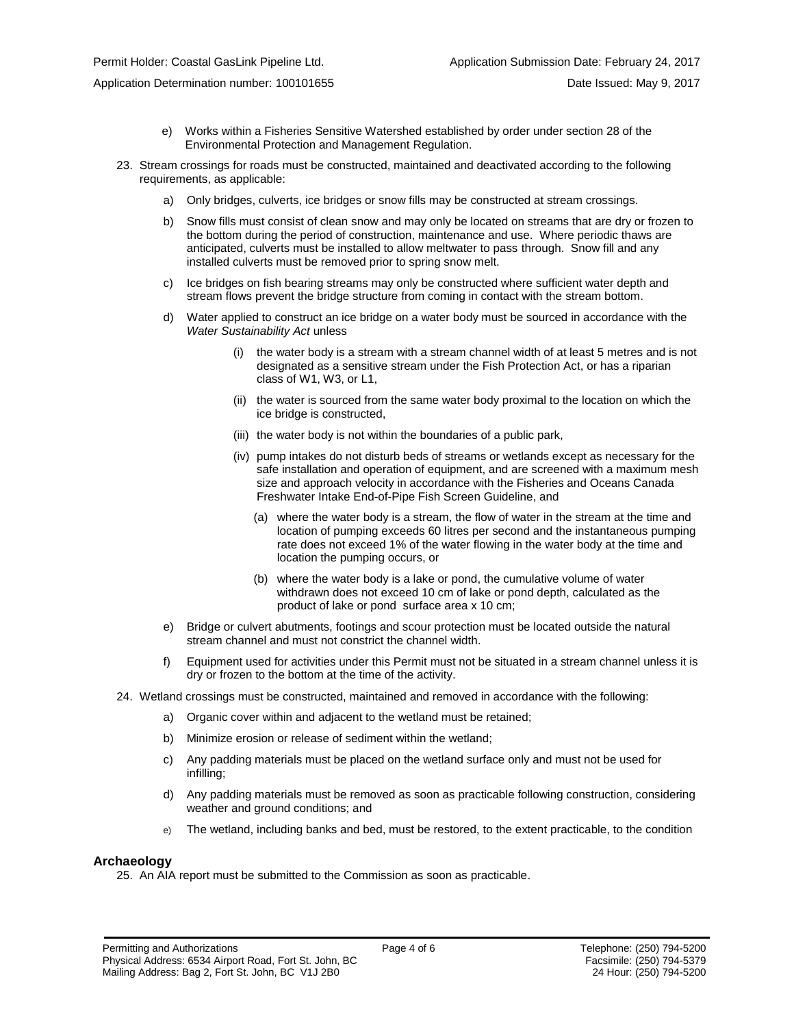e) Works within a Fisheries Sensitive Watershed established by order under section 28 of the Environmental Protection and Management Regulation.

23. Stream crossings for roads must be constructed, maintained and deactivated according to the following requirements, as applicable:

    a) Only bridges, culverts, ice bridges or snow fills may be constructed at stream crossings.

    b) Snow fills must consist of clean snow and may only be located on streams that are dry or frozen to the bottom during the period of construction, maintenance and use. Where periodic thaws are anticipated, culverts must be installed to allow meltwater to pass through. Snow fill and any installed culverts must be removed prior to spring snow melt.

    c) Ice bridges on fish bearing streams may only be constructed where sufficient water depth and stream flows prevent the bridge structure from coming in contact with the stream bottom.

    d) Water applied to construct an ice bridge on a water body must be sourced in accordance with the *Water Sustainability Act* unless

        (i) the water body is a stream with a stream channel width of at least 5 metres and is not designated as a sensitive stream under the Fish Protection Act, or has a riparian class of W1, W3, or L1,

        (ii) the water is sourced from the same water body proximal to the location on which the ice bridge is constructed,

        (iii) the water body is not within the boundaries of a public park,

        (iv) pump intakes do not disturb beds of streams or wetlands except as necessary for the safe installation and operation of equipment, and are screened with a maximum mesh size and approach velocity in accordance with the Fisheries and Oceans Canada Freshwater Intake End-of-Pipe Fish Screen Guideline, and

            (a) where the water body is a stream, the flow of water in the stream at the time and location of pumping exceeds 60 litres per second and the instantaneous pumping rate does not exceed 1% of the water flowing in the water body at the time and location the pumping occurs, or

            (b) where the water body is a lake or pond, the cumulative volume of water withdrawn does not exceed 10 cm of lake or pond depth, calculated as the product of lake or pond surface area x 10 cm;

    e) Bridge or culvert abutments, footings and scour protection must be located outside the natural stream channel and must not constrict the channel width.

    f) Equipment used for activities under this Permit must not be situated in a stream channel unless it is dry or frozen to the bottom at the time of the activity.

24. Wetland crossings must be constructed, maintained and removed in accordance with the following:

    a) Organic cover within and adjacent to the wetland must be retained;

    b) Minimize erosion or release of sediment within the wetland;

    c) Any padding materials must be placed on the wetland surface only and must not be used for infilling;

    d) Any padding materials must be removed as soon as practicable following construction, considering weather and ground conditions; and

    e) The wetland, including banks and bed, must be restored, to the extent practicable, to the condition

## Archaeology

25. An AIA report must be submitted to the Commission as soon as practicable.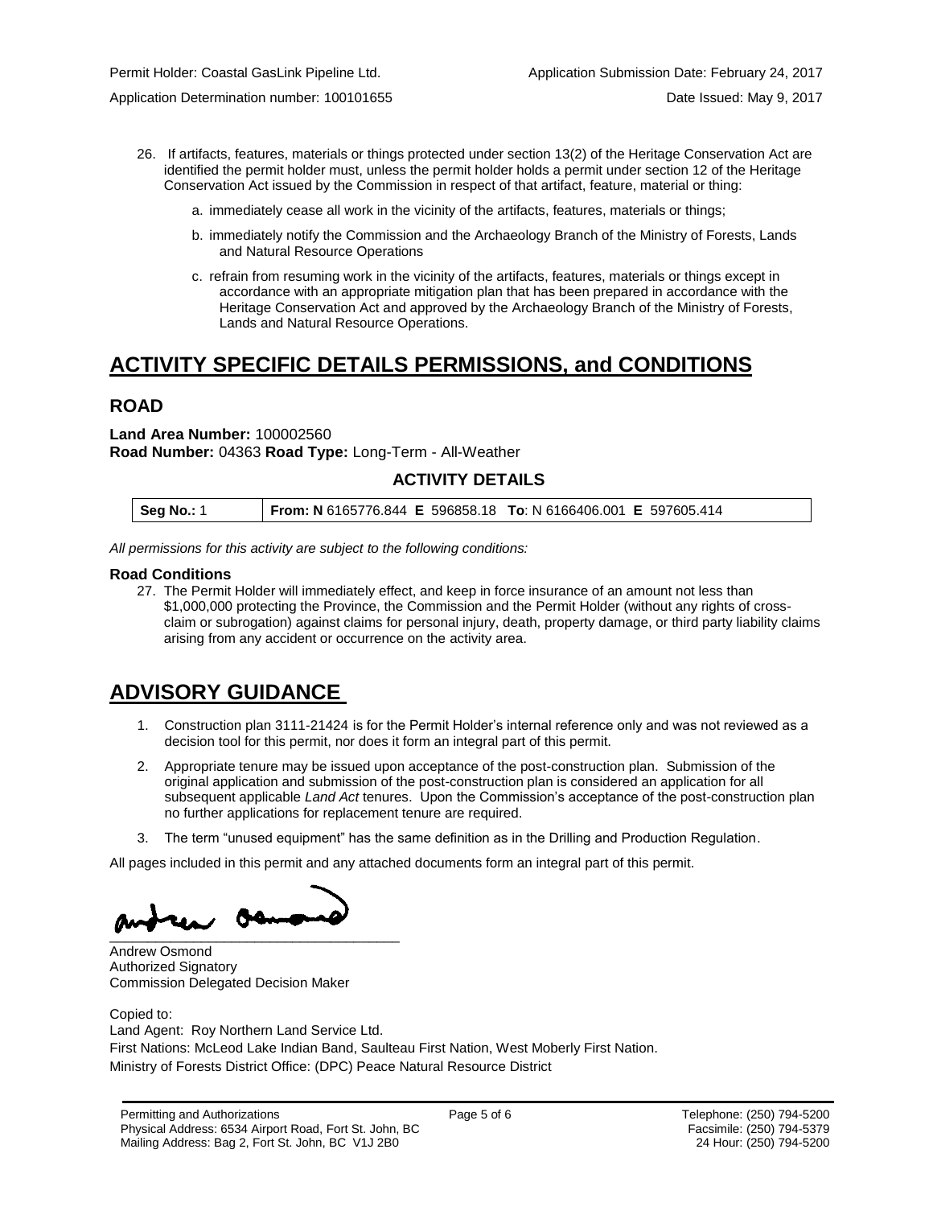26. If artifacts, features, materials or things protected under section 13(2) of the Heritage Conservation Act are identified the permit holder must, unless the permit holder holds a permit under section 12 of the Heritage Conservation Act issued by the Commission in respect of that artifact, feature, material or thing:

    a. immediately cease all work in the vicinity of the artifacts, features, materials or things;

    b. immediately notify the Commission and the Archaeology Branch of the Ministry of Forests, Lands and Natural Resource Operations

    c. refrain from resuming work in the vicinity of the artifacts, features, materials or things except in accordance with an appropriate mitigation plan that has been prepared in accordance with the Heritage Conservation Act and approved by the Archaeology Branch of the Ministry of Forests, Lands and Natural Resource Operations.

# ACTIVITY SPECIFIC DETAILS PERMISSIONS, and CONDITIONS

## ROAD

**Land Area Number:** 100002560
**Road Number:** 04363 **Road Type:** Long-Term - All-Weather

### ACTIVITY DETAILS

| | |
|---|---|
| **Seg No.:** 1 | **From: N** 6165776.844 **E** 596858.18 **To**: N 6166406.001 **E** 597605.414 |

*All permissions for this activity are subject to the following conditions:*

**Road Conditions**

27. The Permit Holder will immediately effect, and keep in force insurance of an amount not less than $1,000,000 protecting the Province, the Commission and the Permit Holder (without any rights of cross-claim or subrogation) against claims for personal injury, death, property damage, or third party liability claims arising from any accident or occurrence on the activity area.

# ADVISORY GUIDANCE

1. Construction plan 3111-21424 is for the Permit Holder's internal reference only and was not reviewed as a decision tool for this permit, nor does it form an integral part of this permit.
2. Appropriate tenure may be issued upon acceptance of the post-construction plan. Submission of the original application and submission of the post-construction plan is considered an application for all subsequent applicable *Land Act* tenures. Upon the Commission's acceptance of the post-construction plan no further applications for replacement tenure are required.
3. The term "unused equipment" has the same definition as in the Drilling and Production Regulation.

All pages included in this permit and any attached documents form an integral part of this permit.

Andrew Osmond
Authorized Signatory
Commission Delegated Decision Maker

Copied to:
Land Agent: Roy Northern Land Service Ltd.
First Nations: McLeod Lake Indian Band, Saulteau First Nation, West Moberly First Nation.
Ministry of Forests District Office: (DPC) Peace Natural Resource District